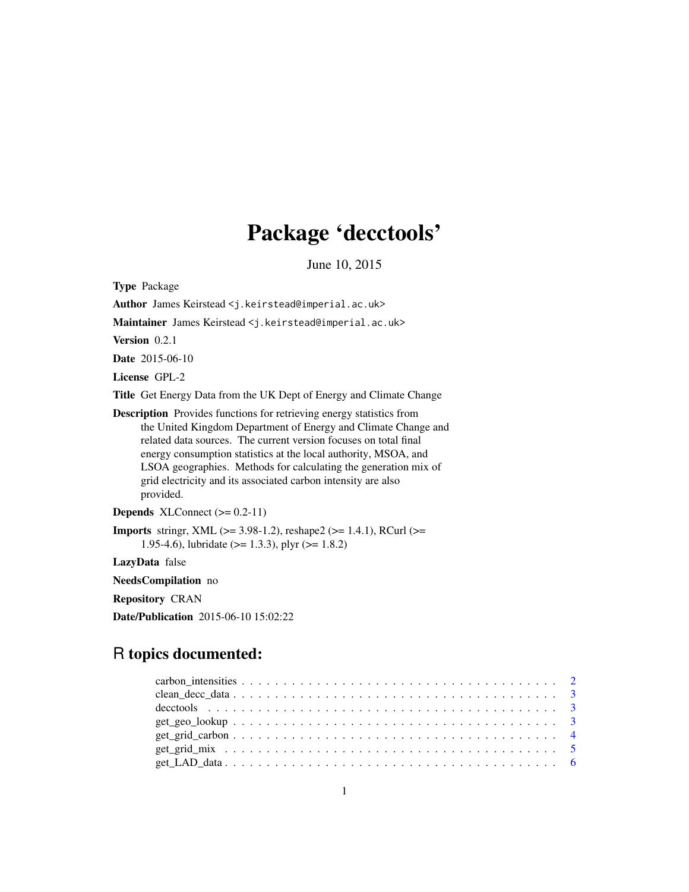# Package 'decctools'

June 10, 2015

**Type** Package

**Author** James Keirstead <j.keirstead@imperial.ac.uk>

**Maintainer** James Keirstead <j.keirstead@imperial.ac.uk>

**Version** 0.2.1

**Date** 2015-06-10

**License** GPL-2

**Title** Get Energy Data from the UK Dept of Energy and Climate Change

**Description** Provides functions for retrieving energy statistics from the United Kingdom Department of Energy and Climate Change and related data sources. The current version focuses on total final energy consumption statistics at the local authority, MSOA, and LSOA geographies. Methods for calculating the generation mix of grid electricity and its associated carbon intensity are also provided.

**Depends** XLConnect (>= 0.2-11)

**Imports** stringr, XML (>= 3.98-1.2), reshape2 (>= 1.4.1), RCurl (>= 1.95-4.6), lubridate (>= 1.3.3), plyr (>= 1.8.2)

**LazyData** false

**NeedsCompilation** no

**Repository** CRAN

**Date/Publication** 2015-06-10 15:02:22

## R topics documented:

- carbon_intensities . . . . . . . . . . . . . . . . . . . . . . . . . . . . . . . . . . . . . . 2
- clean_decc_data . . . . . . . . . . . . . . . . . . . . . . . . . . . . . . . . . . . . . . 3
- decctools . . . . . . . . . . . . . . . . . . . . . . . . . . . . . . . . . . . . . . 3
- get_geo_lookup . . . . . . . . . . . . . . . . . . . . . . . . . . . . . . . . . . . . . . 3
- get_grid_carbon . . . . . . . . . . . . . . . . . . . . . . . . . . . . . . . . . . . . . . 4
- get_grid_mix . . . . . . . . . . . . . . . . . . . . . . . . . . . . . . . . . . . . . . 5
- get_LAD_data . . . . . . . . . . . . . . . . . . . . . . . . . . . . . . . . . . . . . . 6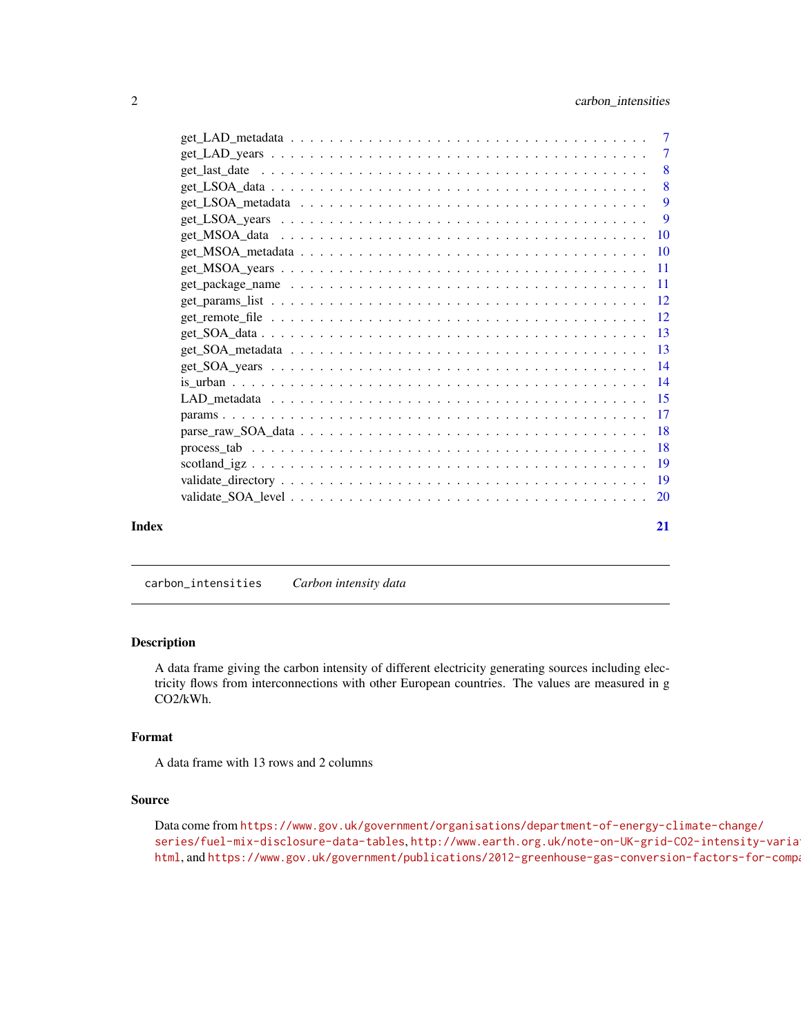get_LAD_metadata . . . . . . . . . . . . . . . . . . . . . . . . . . . . . . . . . . 7
get_LAD_years . . . . . . . . . . . . . . . . . . . . . . . . . . . . . . . . . . . 7
get_last_date . . . . . . . . . . . . . . . . . . . . . . . . . . . . . . . . . . . 8
get_LSOA_data . . . . . . . . . . . . . . . . . . . . . . . . . . . . . . . . . . . 8
get_LSOA_metadata . . . . . . . . . . . . . . . . . . . . . . . . . . . . . . . . . 9
get_LSOA_years . . . . . . . . . . . . . . . . . . . . . . . . . . . . . . . . . . . 9
get_MSOA_data . . . . . . . . . . . . . . . . . . . . . . . . . . . . . . . . . . . 10
get_MSOA_metadata . . . . . . . . . . . . . . . . . . . . . . . . . . . . . . . . . 10
get_MSOA_years . . . . . . . . . . . . . . . . . . . . . . . . . . . . . . . . . . . 11
get_package_name . . . . . . . . . . . . . . . . . . . . . . . . . . . . . . . . . . 11
get_params_list . . . . . . . . . . . . . . . . . . . . . . . . . . . . . . . . . . . 12
get_remote_file . . . . . . . . . . . . . . . . . . . . . . . . . . . . . . . . . . . 12
get_SOA_data . . . . . . . . . . . . . . . . . . . . . . . . . . . . . . . . . . . . 13
get_SOA_metadata . . . . . . . . . . . . . . . . . . . . . . . . . . . . . . . . . . 13
get_SOA_years . . . . . . . . . . . . . . . . . . . . . . . . . . . . . . . . . . . . 14
is_urban . . . . . . . . . . . . . . . . . . . . . . . . . . . . . . . . . . . . . . . 14
LAD_metadata . . . . . . . . . . . . . . . . . . . . . . . . . . . . . . . . . . . . 15
params . . . . . . . . . . . . . . . . . . . . . . . . . . . . . . . . . . . . . . . . 17
parse_raw_SOA_data . . . . . . . . . . . . . . . . . . . . . . . . . . . . . . . . . 18
process_tab . . . . . . . . . . . . . . . . . . . . . . . . . . . . . . . . . . . . . 18
scotland_igz . . . . . . . . . . . . . . . . . . . . . . . . . . . . . . . . . . . . . 19
validate_directory . . . . . . . . . . . . . . . . . . . . . . . . . . . . . . . . . . 19
validate_SOA_level . . . . . . . . . . . . . . . . . . . . . . . . . . . . . . . . . . 20

**Index** **21**

---

`carbon_intensities` *Carbon intensity data*

---

### Description

A data frame giving the carbon intensity of different electricity generating sources including electricity flows from interconnections with other European countries. The values are measured in g CO2/kWh.

### Format

A data frame with 13 rows and 2 columns

### Source

Data come from `https://www.gov.uk/government/organisations/department-of-energy-climate-change/series/fuel-mix-disclosure-data-tables`, `http://www.earth.org.uk/note-on-UK-grid-CO2-intensity-varia` `html`, and `https://www.gov.uk/government/publications/2012-greenhouse-gas-conversion-factors-for-compa`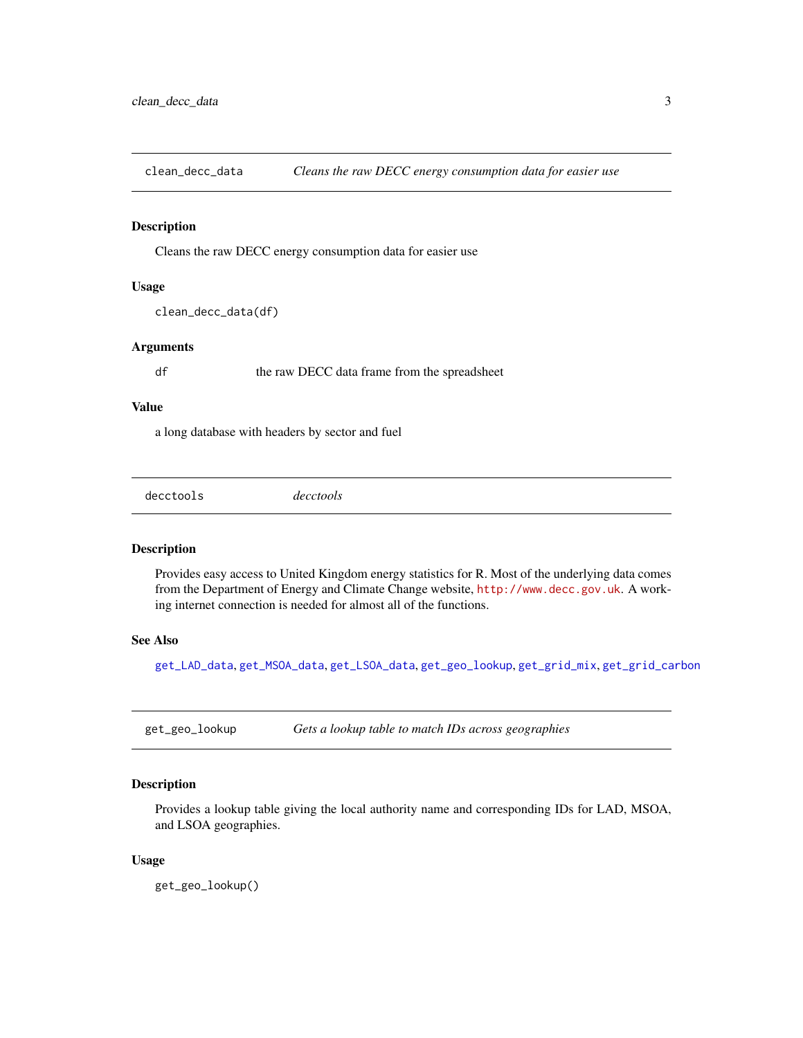## clean_decc_data — *Cleans the raw DECC energy consumption data for easier use*

### Description

Cleans the raw DECC energy consumption data for easier use

### Usage

```
clean_decc_data(df)
```

### Arguments

| | |
|---|---|
| df | the raw DECC data frame from the spreadsheet |

### Value

a long database with headers by sector and fuel

## decctools — *decctools*

### Description

Provides easy access to United Kingdom energy statistics for R. Most of the underlying data comes from the Department of Energy and Climate Change website, http://www.decc.gov.uk. A working internet connection is needed for almost all of the functions.

### See Also

get_LAD_data, get_MSOA_data, get_LSOA_data, get_geo_lookup, get_grid_mix, get_grid_carbon

## get_geo_lookup — *Gets a lookup table to match IDs across geographies*

### Description

Provides a lookup table giving the local authority name and corresponding IDs for LAD, MSOA, and LSOA geographies.

### Usage

```
get_geo_lookup()
```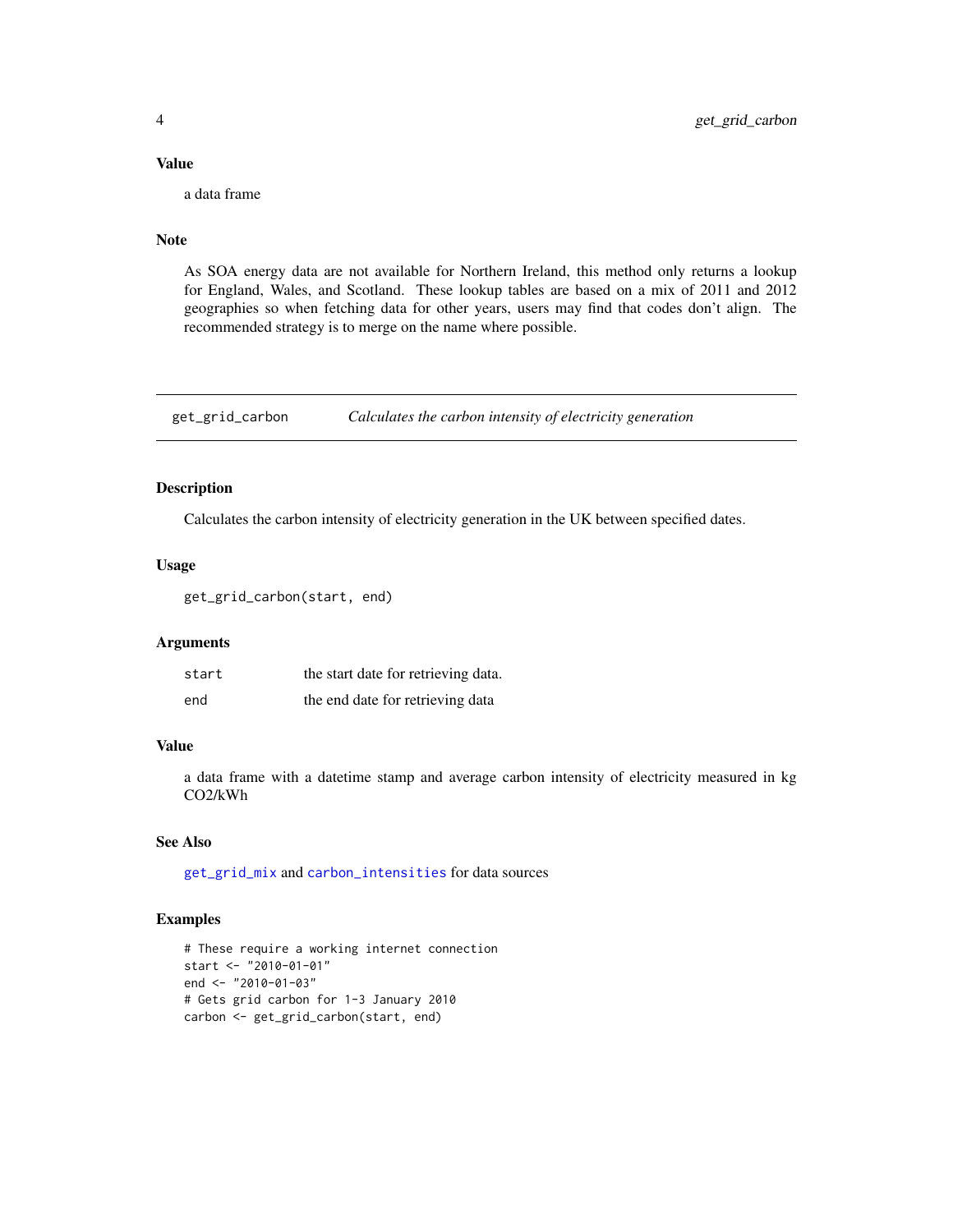### Value

a data frame

### Note

As SOA energy data are not available for Northern Ireland, this method only returns a lookup for England, Wales, and Scotland. These lookup tables are based on a mix of 2011 and 2012 geographies so when fetching data for other years, users may find that codes don't align. The recommended strategy is to merge on the name where possible.

---

## get_grid_carbon — *Calculates the carbon intensity of electricity generation*

### Description

Calculates the carbon intensity of electricity generation in the UK between specified dates.

### Usage

```
get_grid_carbon(start, end)
```

### Arguments

| | |
|---|---|
| start | the start date for retrieving data. |
| end | the end date for retrieving data |

### Value

a data frame with a datetime stamp and average carbon intensity of electricity measured in kg $CO_2$/kWh

### See Also

get_grid_mix and carbon_intensities for data sources

### Examples

```
# These require a working internet connection
start <- "2010-01-01"
end <- "2010-01-03"
# Gets grid carbon for 1-3 January 2010
carbon <- get_grid_carbon(start, end)
```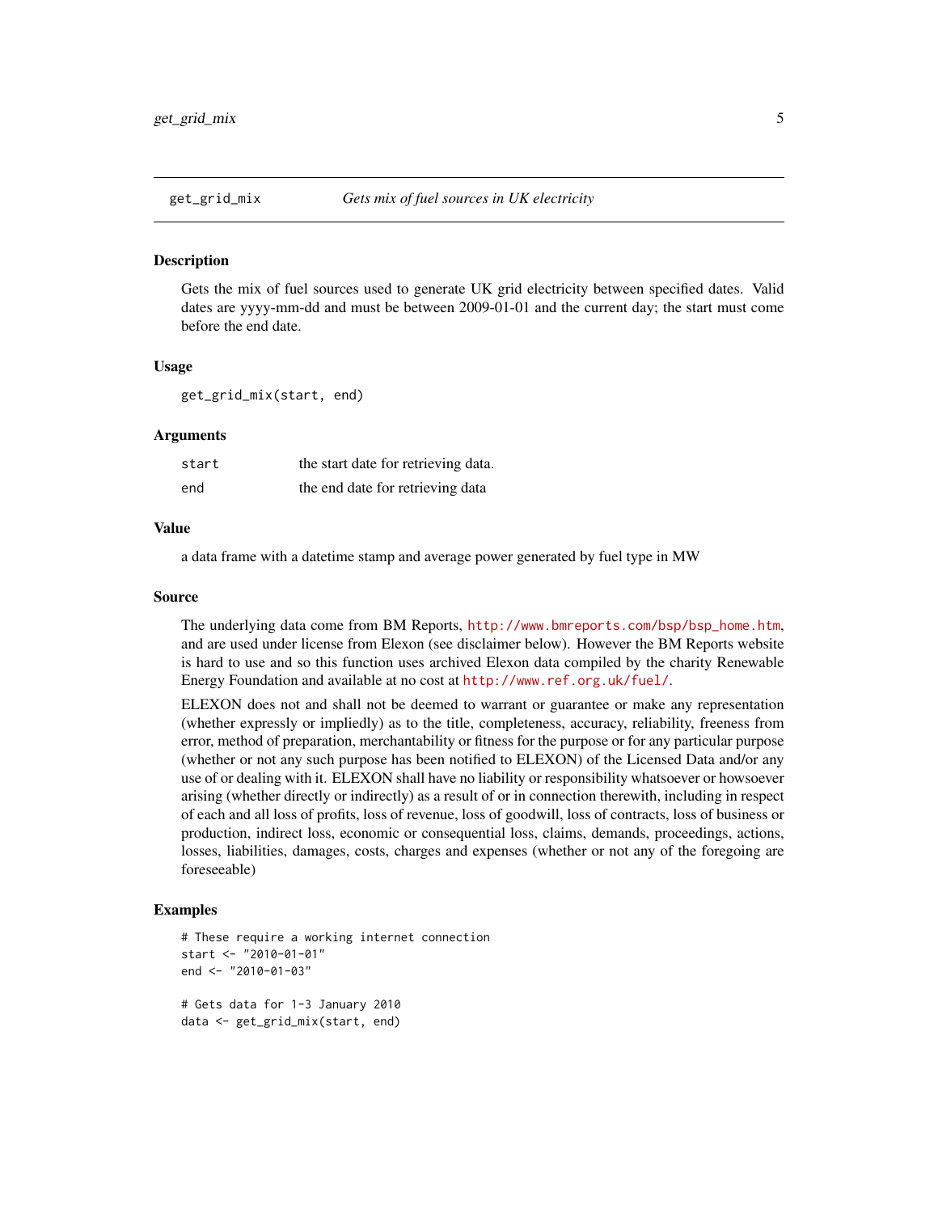## get_grid_mix — *Gets mix of fuel sources in UK electricity*

### Description

Gets the mix of fuel sources used to generate UK grid electricity between specified dates. Valid dates are yyyy-mm-dd and must be between 2009-01-01 and the current day; the start must come before the end date.

### Usage

```
get_grid_mix(start, end)
```

### Arguments

| | |
|---|---|
| start | the start date for retrieving data. |
| end | the end date for retrieving data |

### Value

a data frame with a datetime stamp and average power generated by fuel type in MW

### Source

The underlying data come from BM Reports, http://www.bmreports.com/bsp/bsp_home.htm, and are used under license from Elexon (see disclaimer below). However the BM Reports website is hard to use and so this function uses archived Elexon data compiled by the charity Renewable Energy Foundation and available at no cost at http://www.ref.org.uk/fuel/.

ELEXON does not and shall not be deemed to warrant or guarantee or make any representation (whether expressly or impliedly) as to the title, completeness, accuracy, reliability, freeness from error, method of preparation, merchantability or fitness for the purpose or for any particular purpose (whether or not any such purpose has been notified to ELEXON) of the Licensed Data and/or any use of or dealing with it. ELEXON shall have no liability or responsibility whatsoever or howsoever arising (whether directly or indirectly) as a result of or in connection therewith, including in respect of each and all loss of profits, loss of revenue, loss of goodwill, loss of contracts, loss of business or production, indirect loss, economic or consequential loss, claims, demands, proceedings, actions, losses, liabilities, damages, costs, charges and expenses (whether or not any of the foregoing are foreseeable)

### Examples

```
# These require a working internet connection
start <- "2010-01-01"
end <- "2010-01-03"

# Gets data for 1-3 January 2010
data <- get_grid_mix(start, end)
```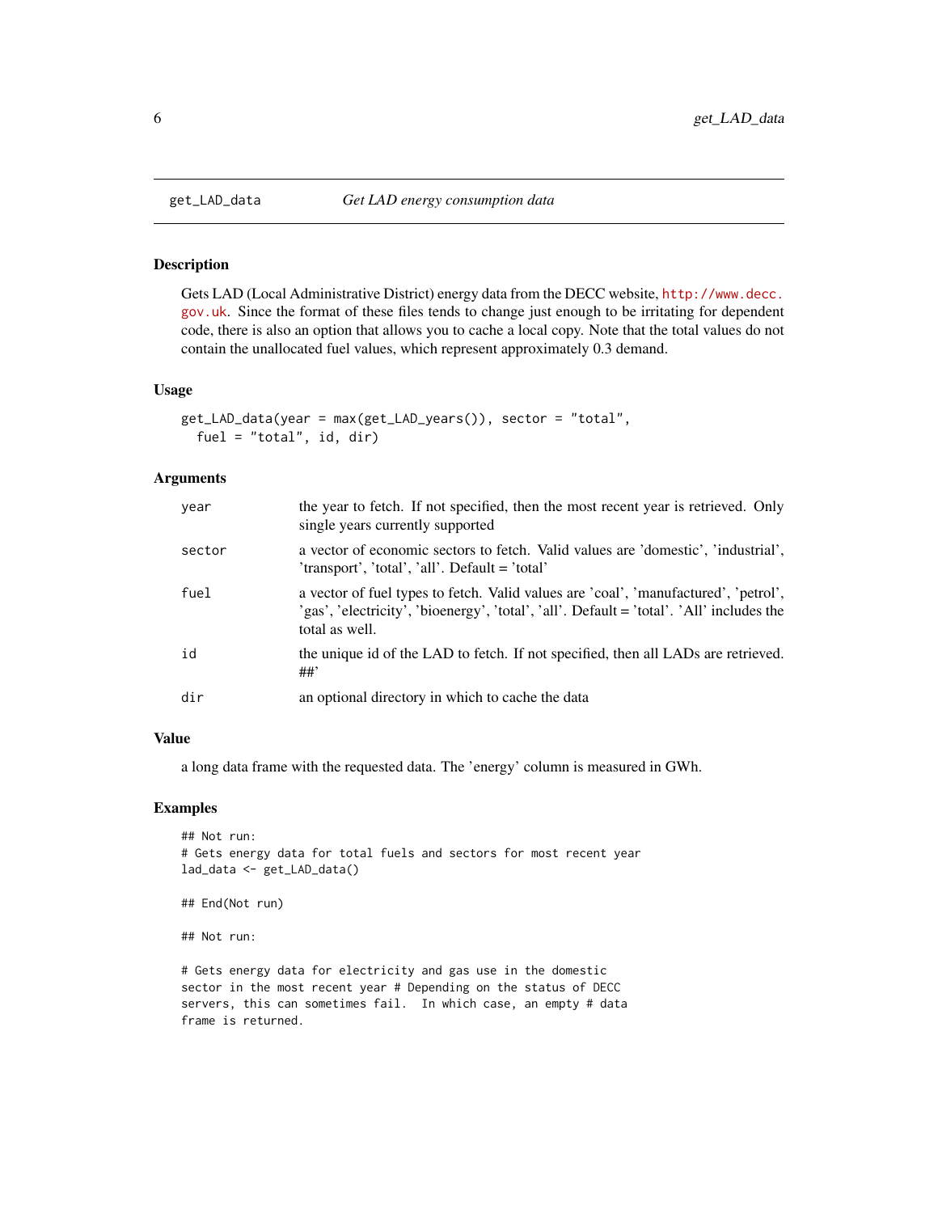get_LAD_data *Get LAD energy consumption data*

## Description

Gets LAD (Local Administrative District) energy data from the DECC website, http://www.decc.gov.uk. Since the format of these files tends to change just enough to be irritating for dependent code, there is also an option that allows you to cache a local copy. Note that the total values do not contain the unallocated fuel values, which represent approximately 0.3 demand.

## Usage

```
get_LAD_data(year = max(get_LAD_years()), sector = "total",
  fuel = "total", id, dir)
```

## Arguments

| | |
|---|---|
| year | the year to fetch. If not specified, then the most recent year is retrieved. Only single years currently supported |
| sector | a vector of economic sectors to fetch. Valid values are 'domestic', 'industrial', 'transport', 'total', 'all'. Default = 'total' |
| fuel | a vector of fuel types to fetch. Valid values are 'coal', 'manufactured', 'petrol', 'gas', 'electricity', 'bioenergy', 'total', 'all'. Default = 'total'. 'All' includes the total as well. |
| id | the unique id of the LAD to fetch. If not specified, then all LADs are retrieved. ##' |
| dir | an optional directory in which to cache the data |

## Value

a long data frame with the requested data. The 'energy' column is measured in GWh.

## Examples

```
## Not run:
# Gets energy data for total fuels and sectors for most recent year
lad_data <- get_LAD_data()

## End(Not run)

## Not run:

# Gets energy data for electricity and gas use in the domestic
sector in the most recent year # Depending on the status of DECC
servers, this can sometimes fail.  In which case, an empty # data
frame is returned.
```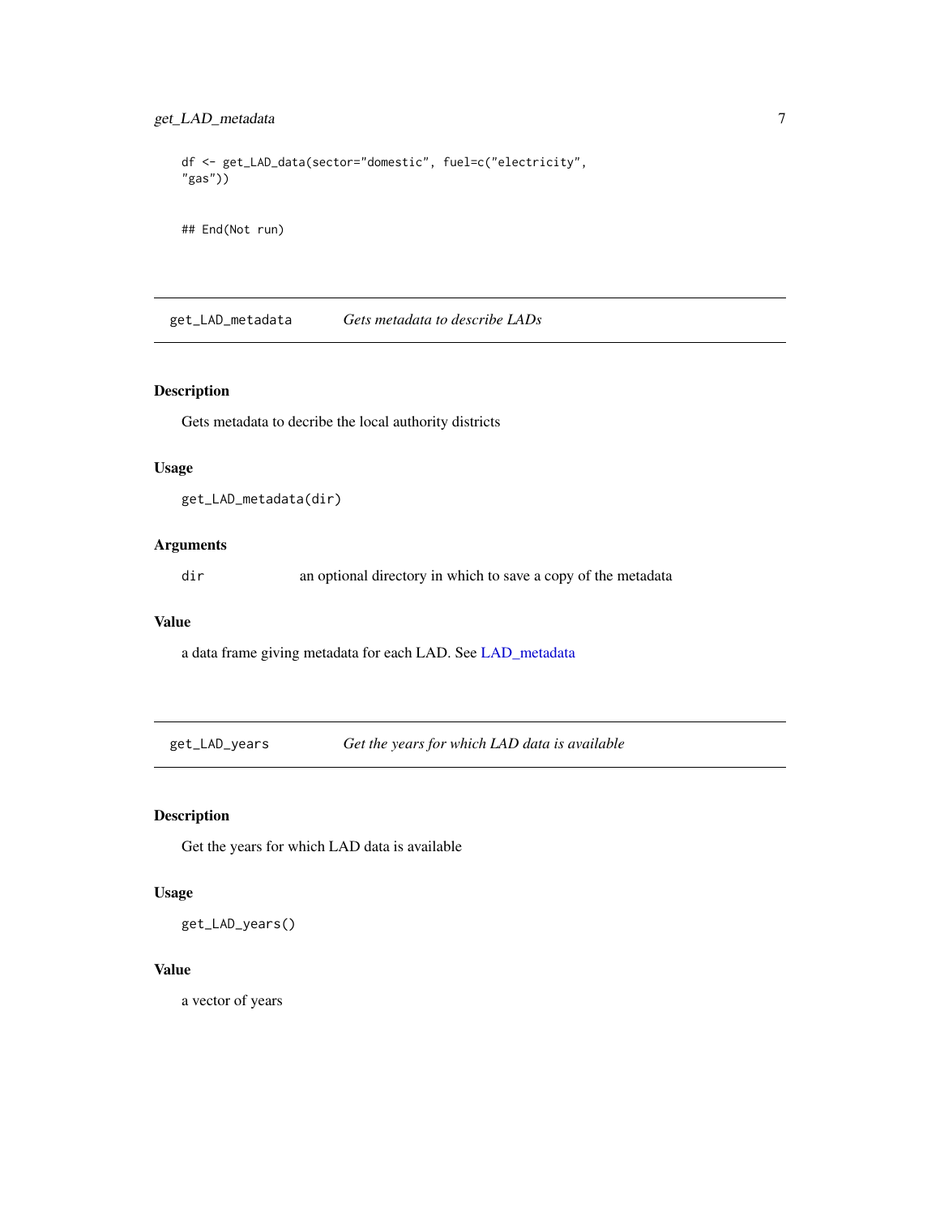```
df <- get_LAD_data(sector="domestic", fuel=c("electricity",
"gas"))


## End(Not run)
```

---

## get_LAD_metadata    *Gets metadata to describe LADs*

---

### Description

Gets metadata to decribe the local authority districts

### Usage

```
get_LAD_metadata(dir)
```

### Arguments

| | |
|---|---|
| `dir` | an optional directory in which to save a copy of the metadata |

### Value

a data frame giving metadata for each LAD. See LAD_metadata

---

## get_LAD_years    *Get the years for which LAD data is available*

---

### Description

Get the years for which LAD data is available

### Usage

```
get_LAD_years()
```

### Value

a vector of years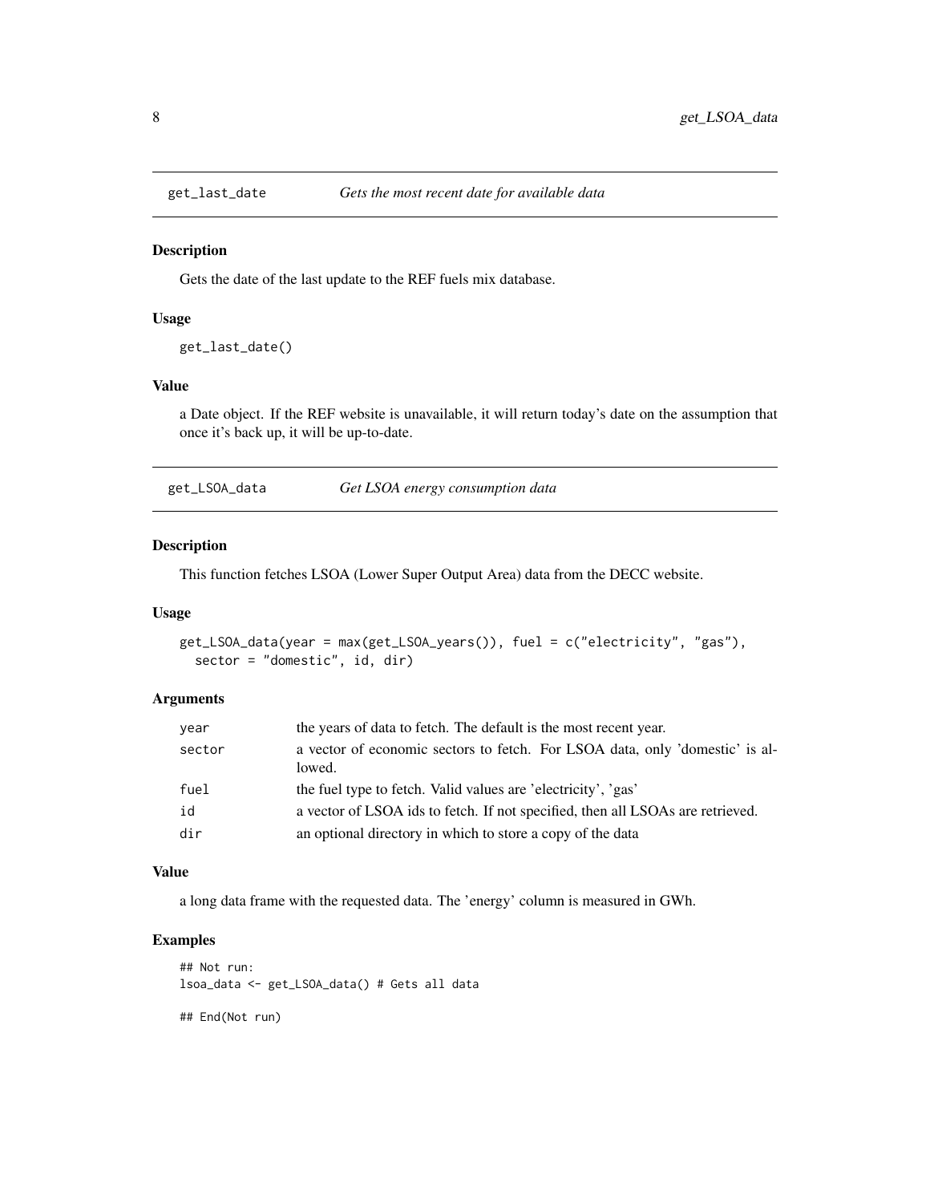## get_last_date    *Gets the most recent date for available data*

### Description

Gets the date of the last update to the REF fuels mix database.

### Usage

```
get_last_date()
```

### Value

a Date object. If the REF website is unavailable, it will return today's date on the assumption that once it's back up, it will be up-to-date.

## get_LSOA_data    *Get LSOA energy consumption data*

### Description

This function fetches LSOA (Lower Super Output Area) data from the DECC website.

### Usage

```
get_LSOA_data(year = max(get_LSOA_years()), fuel = c("electricity", "gas"),
  sector = "domestic", id, dir)
```

### Arguments

| | |
|---|---|
| year | the years of data to fetch. The default is the most recent year. |
| sector | a vector of economic sectors to fetch. For LSOA data, only 'domestic' is allowed. |
| fuel | the fuel type to fetch. Valid values are 'electricity', 'gas' |
| id | a vector of LSOA ids to fetch. If not specified, then all LSOAs are retrieved. |
| dir | an optional directory in which to store a copy of the data |

### Value

a long data frame with the requested data. The 'energy' column is measured in GWh.

### Examples

```
## Not run:
lsoa_data <- get_LSOA_data() # Gets all data

## End(Not run)
```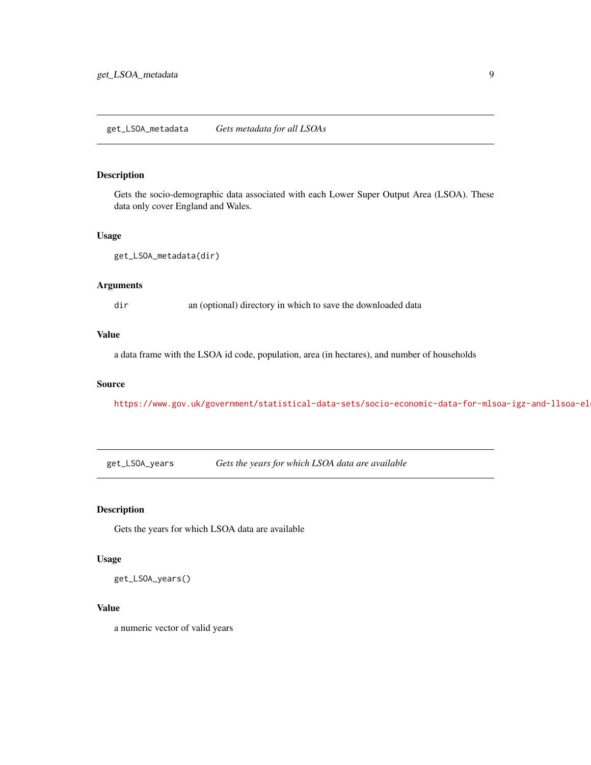## get_LSOA_metadata *Gets metadata for all LSOAs*

### Description

Gets the socio-demographic data associated with each Lower Super Output Area (LSOA). These data only cover England and Wales.

### Usage

```
get_LSOA_metadata(dir)
```

### Arguments

`dir` an (optional) directory in which to save the downloaded data

### Value

a data frame with the LSOA id code, population, area (in hectares), and number of households

### Source

https://www.gov.uk/government/statistical-data-sets/socio-economic-data-for-mlsoa-igz-and-llsoa-el

## get_LSOA_years *Gets the years for which LSOA data are available*

### Description

Gets the years for which LSOA data are available

### Usage

```
get_LSOA_years()
```

### Value

a numeric vector of valid years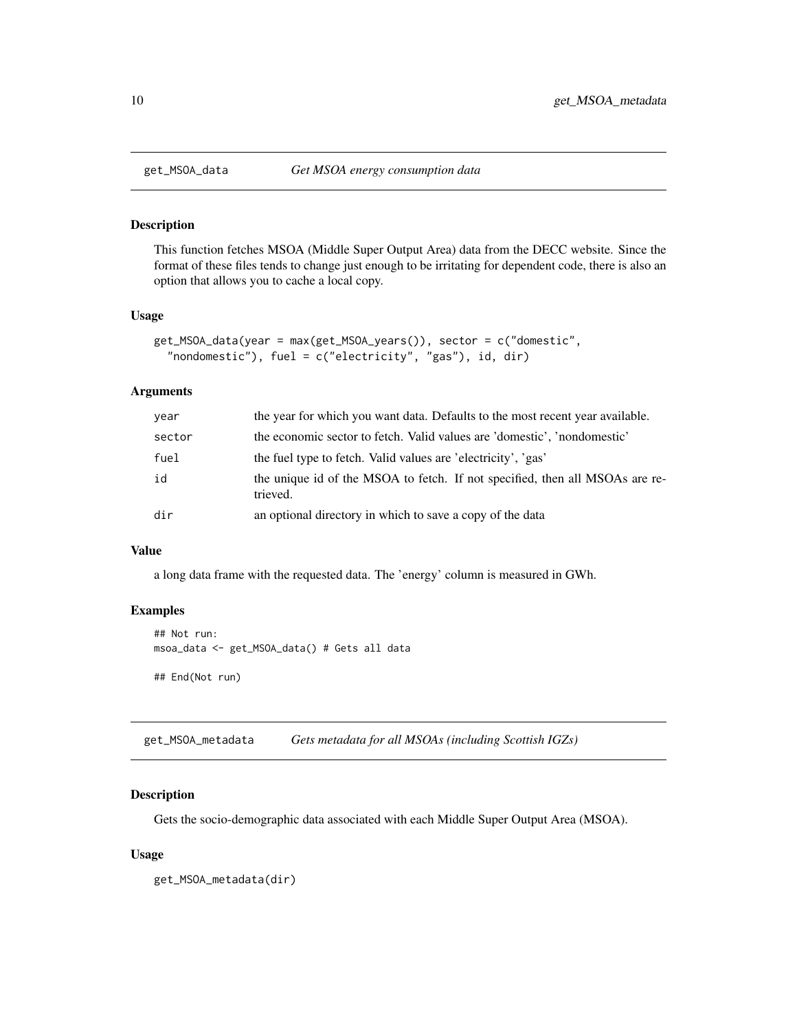## get_MSOA_data *Get MSOA energy consumption data*

### Description

This function fetches MSOA (Middle Super Output Area) data from the DECC website. Since the format of these files tends to change just enough to be irritating for dependent code, there is also an option that allows you to cache a local copy.

### Usage

```
get_MSOA_data(year = max(get_MSOA_years()), sector = c("domestic",
  "nondomestic"), fuel = c("electricity", "gas"), id, dir)
```

### Arguments

| | |
|---|---|
| year | the year for which you want data. Defaults to the most recent year available. |
| sector | the economic sector to fetch. Valid values are 'domestic', 'nondomestic' |
| fuel | the fuel type to fetch. Valid values are 'electricity', 'gas' |
| id | the unique id of the MSOA to fetch. If not specified, then all MSOAs are retrieved. |
| dir | an optional directory in which to save a copy of the data |

### Value

a long data frame with the requested data. The 'energy' column is measured in GWh.

### Examples

```
## Not run:
msoa_data <- get_MSOA_data() # Gets all data

## End(Not run)
```

## get_MSOA_metadata *Gets metadata for all MSOAs (including Scottish IGZs)*

### Description

Gets the socio-demographic data associated with each Middle Super Output Area (MSOA).

### Usage

```
get_MSOA_metadata(dir)
```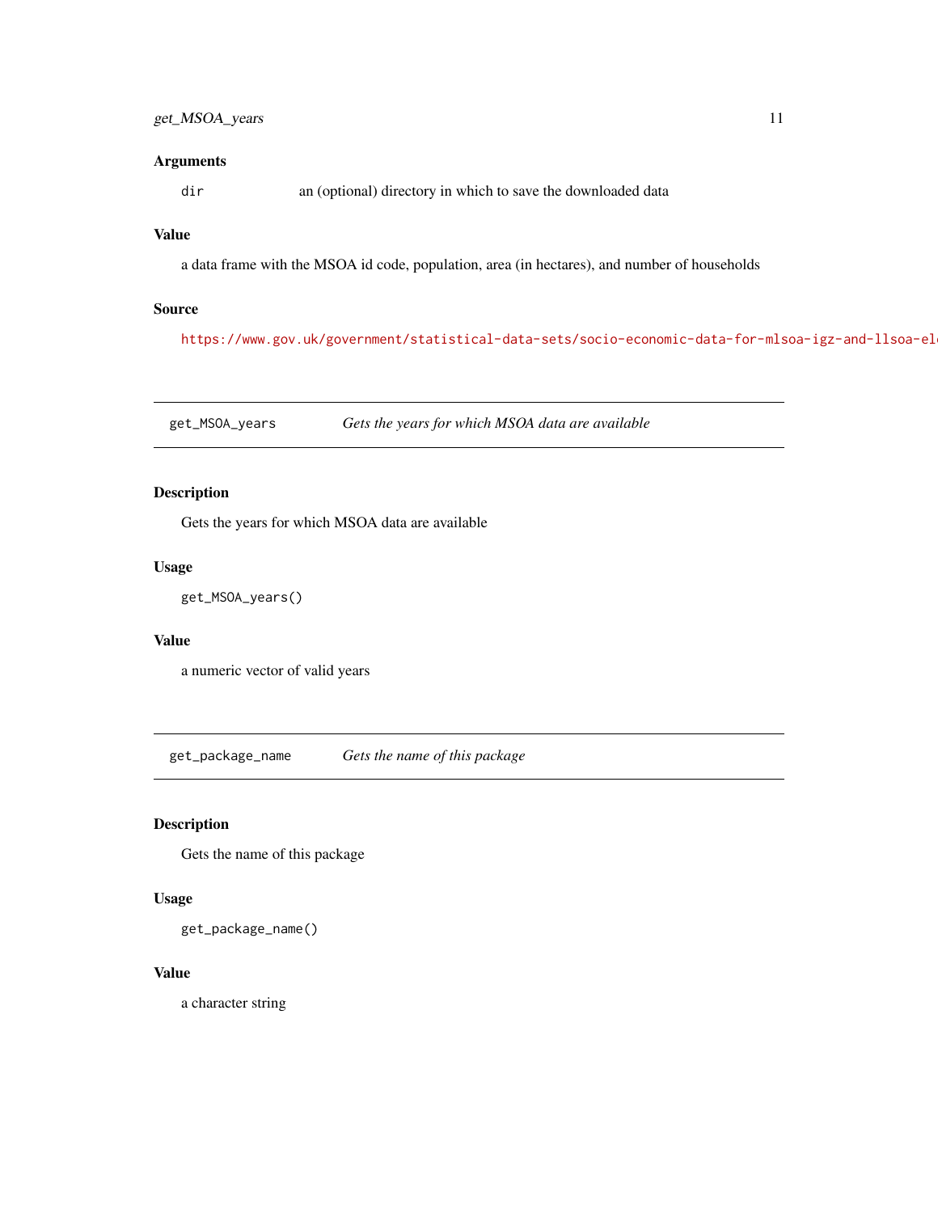## Arguments

`dir` an (optional) directory in which to save the downloaded data

## Value

a data frame with the MSOA id code, population, area (in hectares), and number of households

## Source

https://www.gov.uk/government/statistical-data-sets/socio-economic-data-for-mlsoa-igz-and-llsoa-el

---

## get_MSOA_years — *Gets the years for which MSOA data are available*

### Description

Gets the years for which MSOA data are available

### Usage

```
get_MSOA_years()
```

### Value

a numeric vector of valid years

---

## get_package_name — *Gets the name of this package*

### Description

Gets the name of this package

### Usage

```
get_package_name()
```

### Value

a character string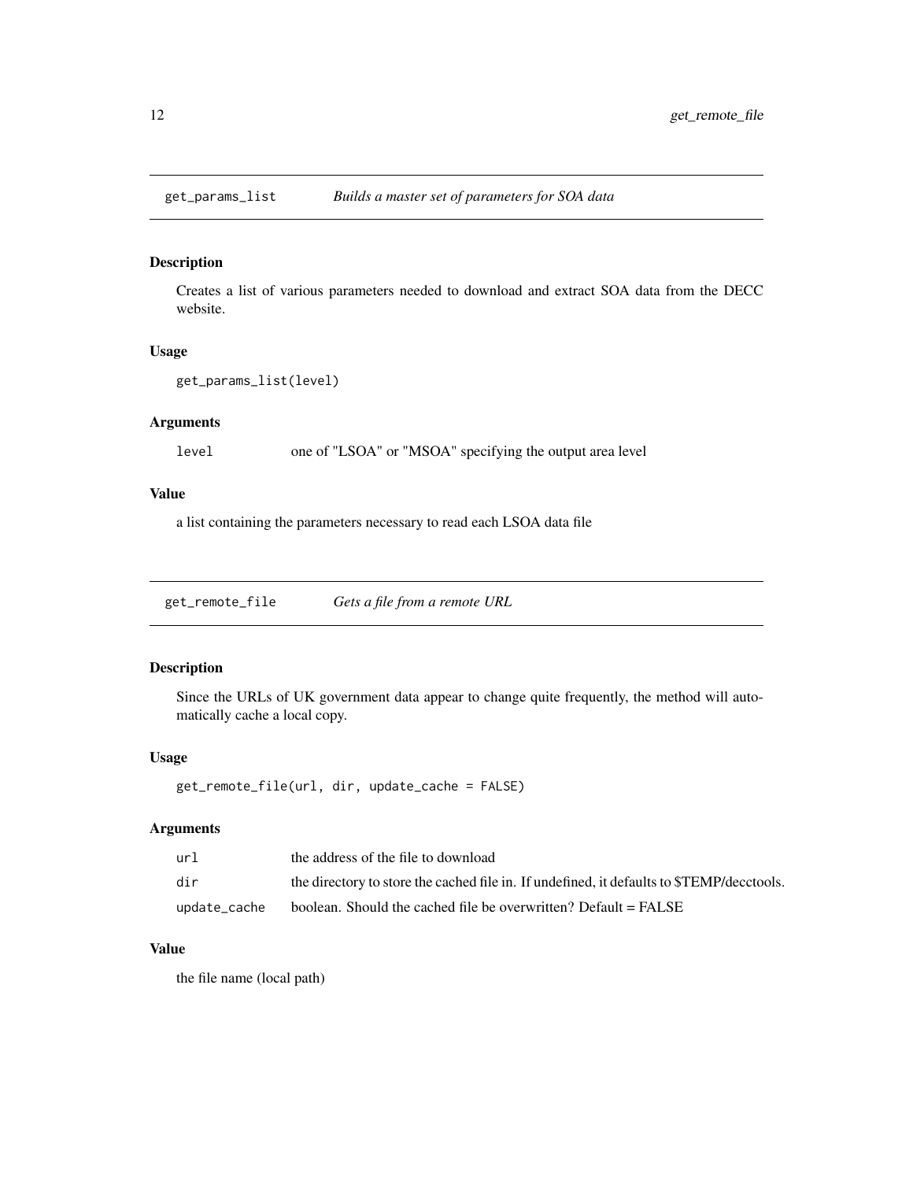## get_params_list *Builds a master set of parameters for SOA data*

### Description

Creates a list of various parameters needed to download and extract SOA data from the DECC website.

### Usage

```
get_params_list(level)
```

### Arguments

| | |
|---|---|
| `level` | one of "LSOA" or "MSOA" specifying the output area level |

### Value

a list containing the parameters necessary to read each LSOA data file

## get_remote_file *Gets a file from a remote URL*

### Description

Since the URLs of UK government data appear to change quite frequently, the method will automatically cache a local copy.

### Usage

```
get_remote_file(url, dir, update_cache = FALSE)
```

### Arguments

| | |
|---|---|
| `url` | the address of the file to download |
| `dir` | the directory to store the cached file in. If undefined, it defaults to $TEMP/decctools. |
| `update_cache` | boolean. Should the cached file be overwritten? Default = FALSE |

### Value

the file name (local path)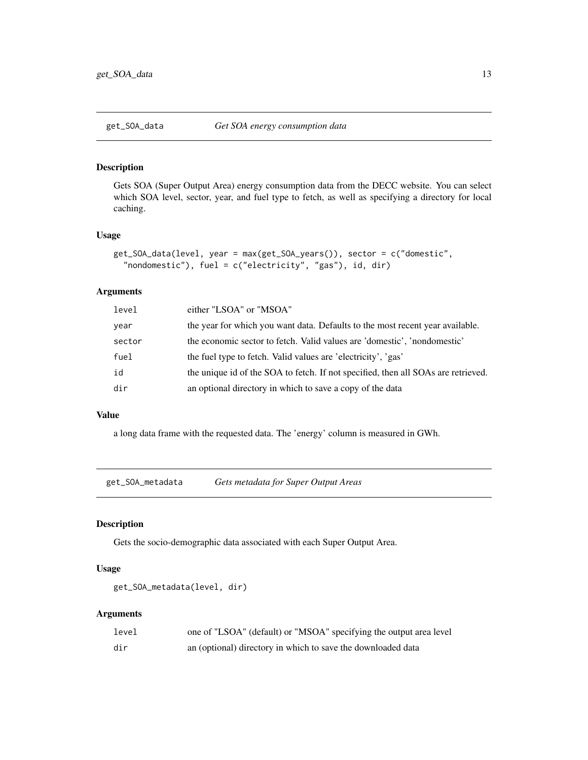## get_SOA_data — *Get SOA energy consumption data*

### Description

Gets SOA (Super Output Area) energy consumption data from the DECC website. You can select which SOA level, sector, year, and fuel type to fetch, as well as specifying a directory for local caching.

### Usage

```
get_SOA_data(level, year = max(get_SOA_years()), sector = c("domestic",
  "nondomestic"), fuel = c("electricity", "gas"), id, dir)
```

### Arguments

| | |
|---|---|
| `level` | either "LSOA" or "MSOA" |
| `year` | the year for which you want data. Defaults to the most recent year available. |
| `sector` | the economic sector to fetch. Valid values are 'domestic', 'nondomestic' |
| `fuel` | the fuel type to fetch. Valid values are 'electricity', 'gas' |
| `id` | the unique id of the SOA to fetch. If not specified, then all SOAs are retrieved. |
| `dir` | an optional directory in which to save a copy of the data |

### Value

a long data frame with the requested data. The 'energy' column is measured in GWh.

## get_SOA_metadata — *Gets metadata for Super Output Areas*

### Description

Gets the socio-demographic data associated with each Super Output Area.

### Usage

```
get_SOA_metadata(level, dir)
```

### Arguments

| | |
|---|---|
| `level` | one of "LSOA" (default) or "MSOA" specifying the output area level |
| `dir` | an (optional) directory in which to save the downloaded data |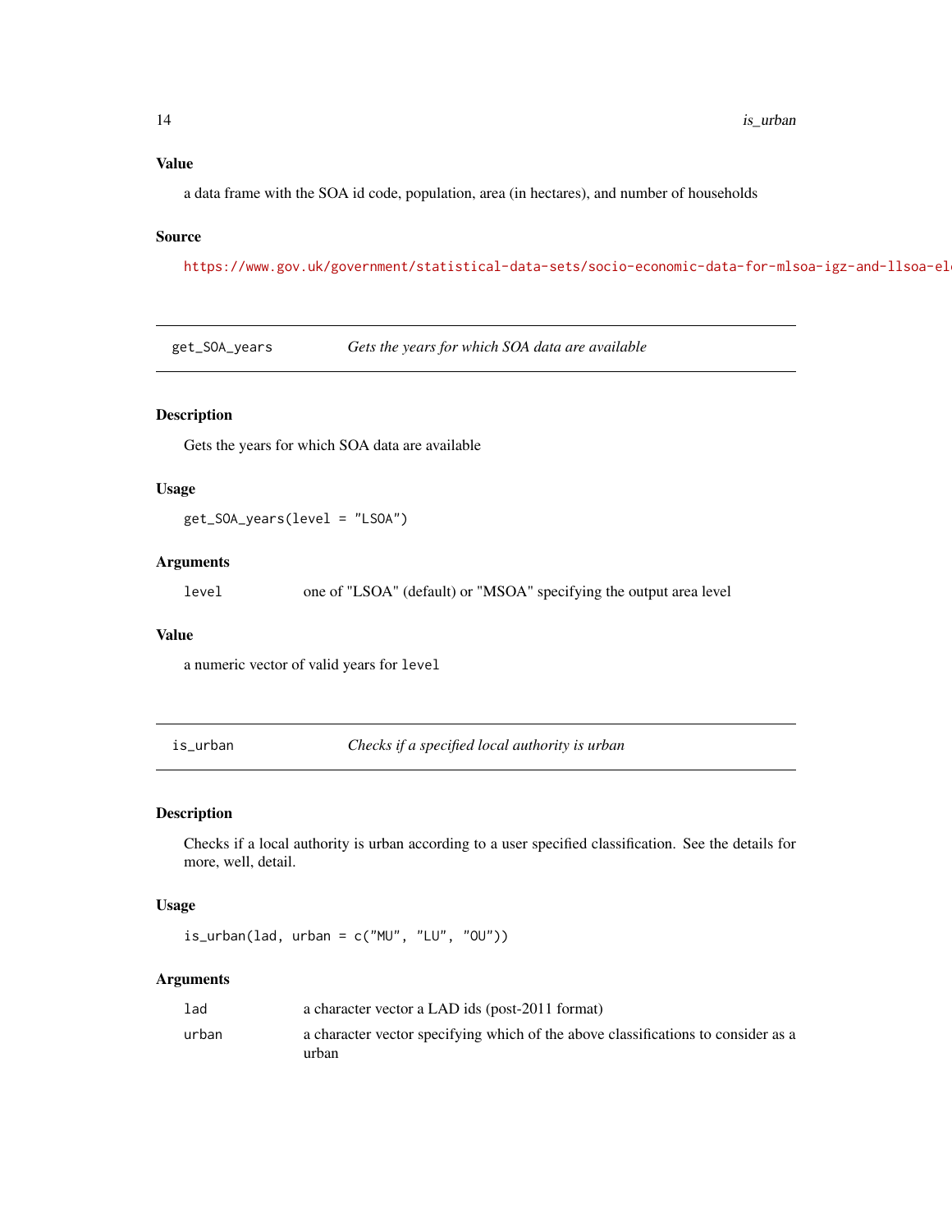### Value

a data frame with the SOA id code, population, area (in hectares), and number of households

### Source

https://www.gov.uk/government/statistical-data-sets/socio-economic-data-for-mlsoa-igz-and-llsoa-el

---

## get_SOA_years — *Gets the years for which SOA data are available*

### Description

Gets the years for which SOA data are available

### Usage

```
get_SOA_years(level = "LSOA")
```

### Arguments

| | |
|---|---|
| `level` | one of "LSOA" (default) or "MSOA" specifying the output area level |

### Value

a numeric vector of valid years for `level`

---

## is_urban — *Checks if a specified local authority is urban*

### Description

Checks if a local authority is urban according to a user specified classification. See the details for more, well, detail.

### Usage

```
is_urban(lad, urban = c("MU", "LU", "OU"))
```

### Arguments

| | |
|---|---|
| `lad` | a character vector a LAD ids (post-2011 format) |
| `urban` | a character vector specifying which of the above classifications to consider as a urban |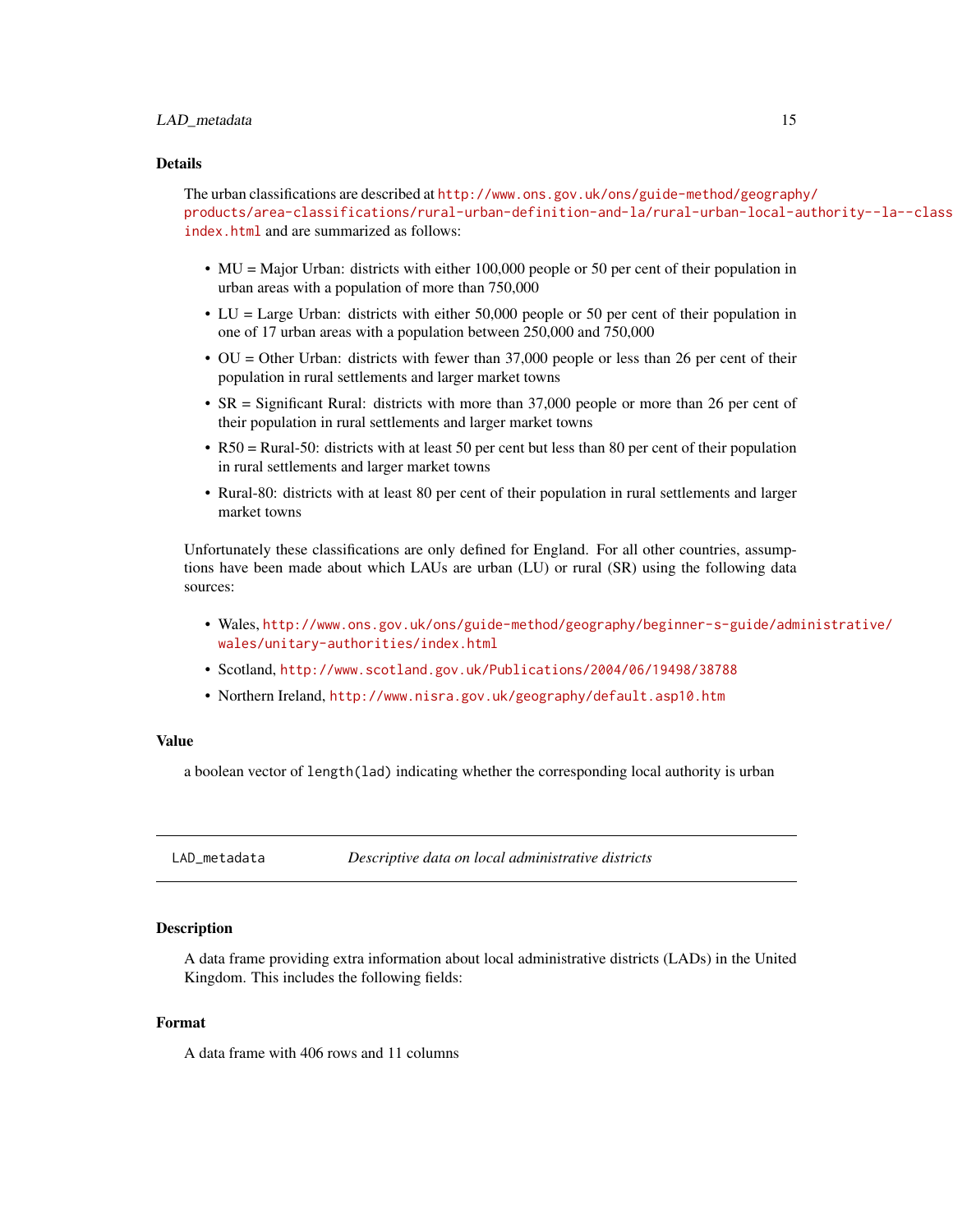### Details

The urban classifications are described at http://www.ons.gov.uk/ons/guide-method/geography/products/area-classifications/rural-urban-definition-and-la/rural-urban-local-authority--la--classification--england-/index.html and are summarized as follows:

- MU = Major Urban: districts with either 100,000 people or 50 per cent of their population in urban areas with a population of more than 750,000
- LU = Large Urban: districts with either 50,000 people or 50 per cent of their population in one of 17 urban areas with a population between 250,000 and 750,000
- OU = Other Urban: districts with fewer than 37,000 people or less than 26 per cent of their population in rural settlements and larger market towns
- SR = Significant Rural: districts with more than 37,000 people or more than 26 per cent of their population in rural settlements and larger market towns
- R50 = Rural-50: districts with at least 50 per cent but less than 80 per cent of their population in rural settlements and larger market towns
- Rural-80: districts with at least 80 per cent of their population in rural settlements and larger market towns

Unfortunately these classifications are only defined for England. For all other countries, assumptions have been made about which LAUs are urban (LU) or rural (SR) using the following data sources:

- Wales, http://www.ons.gov.uk/ons/guide-method/geography/beginner-s-guide/administrative/wales/unitary-authorities/index.html
- Scotland, http://www.scotland.gov.uk/Publications/2004/06/19498/38788
- Northern Ireland, http://www.nisra.gov.uk/geography/default.asp10.htm

### Value

a boolean vector of `length(lad)` indicating whether the corresponding local authority is urban

---

## LAD_metadata *Descriptive data on local administrative districts*

### Description

A data frame providing extra information about local administrative districts (LADs) in the United Kingdom. This includes the following fields:

### Format

A data frame with 406 rows and 11 columns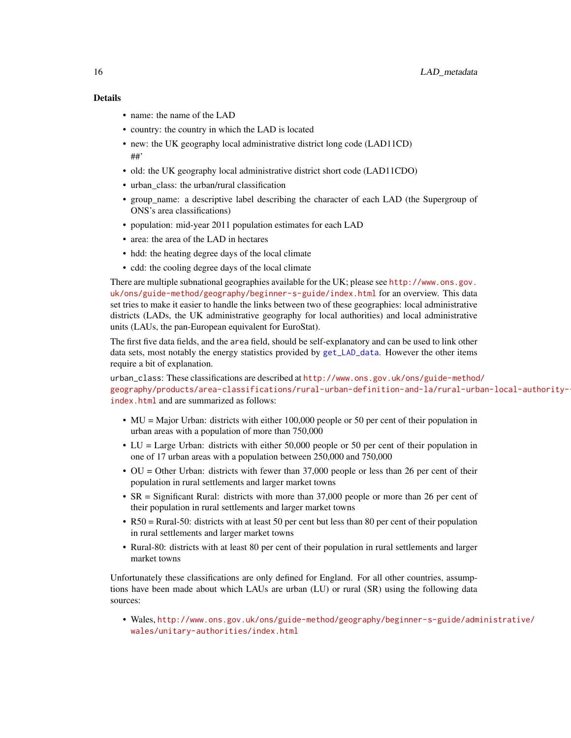### Details

- name: the name of the LAD
- country: the country in which the LAD is located
- new: the UK geography local administrative district long code (LAD11CD) ##'
- old: the UK geography local administrative district short code (LAD11CDO)
- urban_class: the urban/rural classification
- group_name: a descriptive label describing the character of each LAD (the Supergroup of ONS's area classifications)
- population: mid-year 2011 population estimates for each LAD
- area: the area of the LAD in hectares
- hdd: the heating degree days of the local climate
- cdd: the cooling degree days of the local climate

There are multiple subnational geographies available for the UK; please see http://www.ons.gov.uk/ons/guide-method/geography/beginner-s-guide/index.html for an overview. This data set tries to make it easier to handle the links between two of these geographies: local administrative districts (LADs, the UK administrative geography for local authorities) and local administrative units (LAUs, the pan-European equivalent for EuroStat).

The first five data fields, and the `area` field, should be self-explanatory and can be used to link other data sets, most notably the energy statistics provided by `get_LAD_data`. However the other items require a bit of explanation.

`urban_class`: These classifications are described at http://www.ons.gov.uk/ons/guide-method/geography/products/area-classifications/rural-urban-definition-and-la/rural-urban-local-authority-index.html and are summarized as follows:

- MU = Major Urban: districts with either 100,000 people or 50 per cent of their population in urban areas with a population of more than 750,000
- LU = Large Urban: districts with either 50,000 people or 50 per cent of their population in one of 17 urban areas with a population between 250,000 and 750,000
- OU = Other Urban: districts with fewer than 37,000 people or less than 26 per cent of their population in rural settlements and larger market towns
- SR = Significant Rural: districts with more than 37,000 people or more than 26 per cent of their population in rural settlements and larger market towns
- R50 = Rural-50: districts with at least 50 per cent but less than 80 per cent of their population in rural settlements and larger market towns
- Rural-80: districts with at least 80 per cent of their population in rural settlements and larger market towns

Unfortunately these classifications are only defined for England. For all other countries, assumptions have been made about which LAUs are urban (LU) or rural (SR) using the following data sources:

- Wales, http://www.ons.gov.uk/ons/guide-method/geography/beginner-s-guide/administrative/wales/unitary-authorities/index.html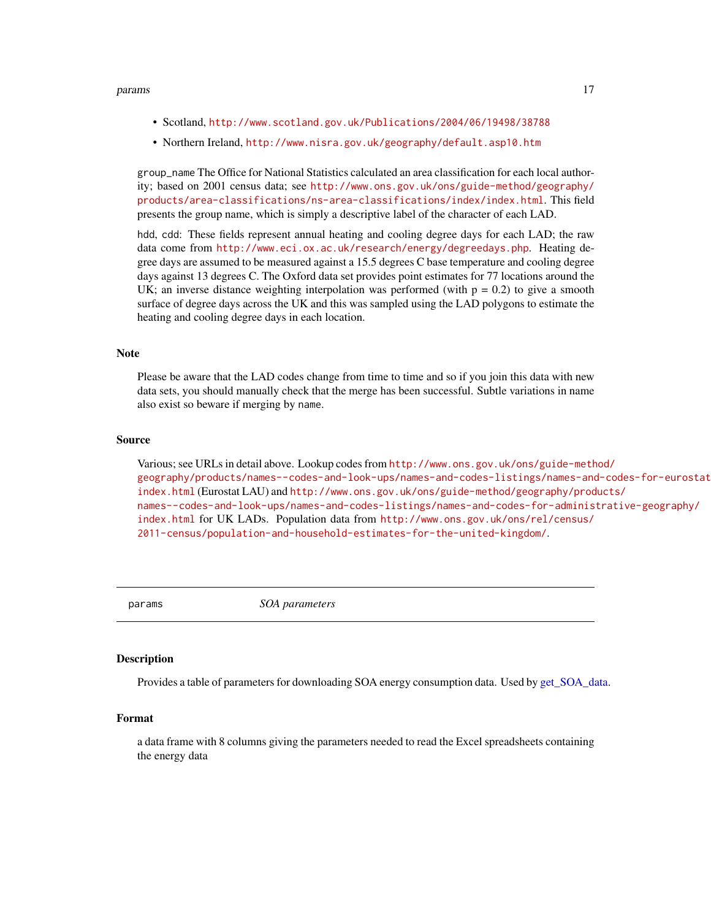- Scotland, http://www.scotland.gov.uk/Publications/2004/06/19498/38788
- Northern Ireland, http://www.nisra.gov.uk/geography/default.asp10.htm

group_name The Office for National Statistics calculated an area classification for each local authority; based on 2001 census data; see http://www.ons.gov.uk/ons/guide-method/geography/products/area-classifications/ns-area-classifications/index/index.html. This field presents the group name, which is simply a descriptive label of the character of each LAD.

hdd, cdd: These fields represent annual heating and cooling degree days for each LAD; the raw data come from http://www.eci.ox.ac.uk/research/energy/degreedays.php. Heating degree days are assumed to be measured against a 15.5 degrees C base temperature and cooling degree days against 13 degrees C. The Oxford data set provides point estimates for 77 locations around the UK; an inverse distance weighting interpolation was performed (with p = 0.2) to give a smooth surface of degree days across the UK and this was sampled using the LAD polygons to estimate the heating and cooling degree days in each location.

## Note

Please be aware that the LAD codes change from time to time and so if you join this data with new data sets, you should manually check that the merge has been successful. Subtle variations in name also exist so beware if merging by name.

## Source

Various; see URLs in detail above. Lookup codes from http://www.ons.gov.uk/ons/guide-method/geography/products/names--codes-and-look-ups/names-and-codes-listings/names-and-codes-for-eurostat index.html (Eurostat LAU) and http://www.ons.gov.uk/ons/guide-method/geography/products/names--codes-and-look-ups/names-and-codes-listings/names-and-codes-for-administrative-geography/index.html for UK LADs. Population data from http://www.ons.gov.uk/ons/rel/census/2011-census/population-and-household-estimates-for-the-united-kingdom/.

---

# params *SOA parameters*

## Description

Provides a table of parameters for downloading SOA energy consumption data. Used by get_SOA_data.

## Format

a data frame with 8 columns giving the parameters needed to read the Excel spreadsheets containing the energy data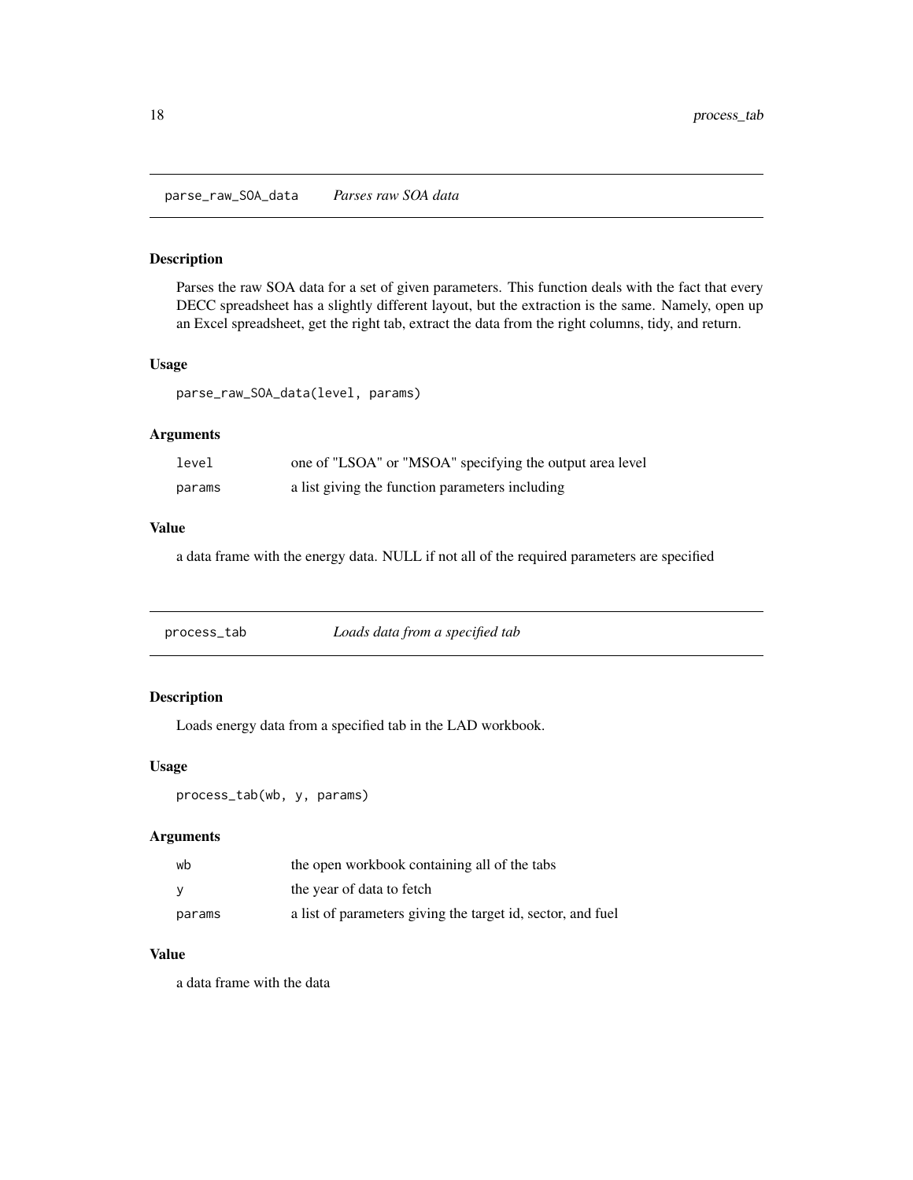## parse_raw_SOA_data *Parses raw SOA data*

### Description

Parses the raw SOA data for a set of given parameters. This function deals with the fact that every DECC spreadsheet has a slightly different layout, but the extraction is the same. Namely, open up an Excel spreadsheet, get the right tab, extract the data from the right columns, tidy, and return.

### Usage

```
parse_raw_SOA_data(level, params)
```

### Arguments

| | |
|---|---|
| level | one of "LSOA" or "MSOA" specifying the output area level |
| params | a list giving the function parameters including |

### Value

a data frame with the energy data. NULL if not all of the required parameters are specified

## process_tab *Loads data from a specified tab*

### Description

Loads energy data from a specified tab in the LAD workbook.

### Usage

```
process_tab(wb, y, params)
```

### Arguments

| | |
|---|---|
| wb | the open workbook containing all of the tabs |
| y | the year of data to fetch |
| params | a list of parameters giving the target id, sector, and fuel |

### Value

a data frame with the data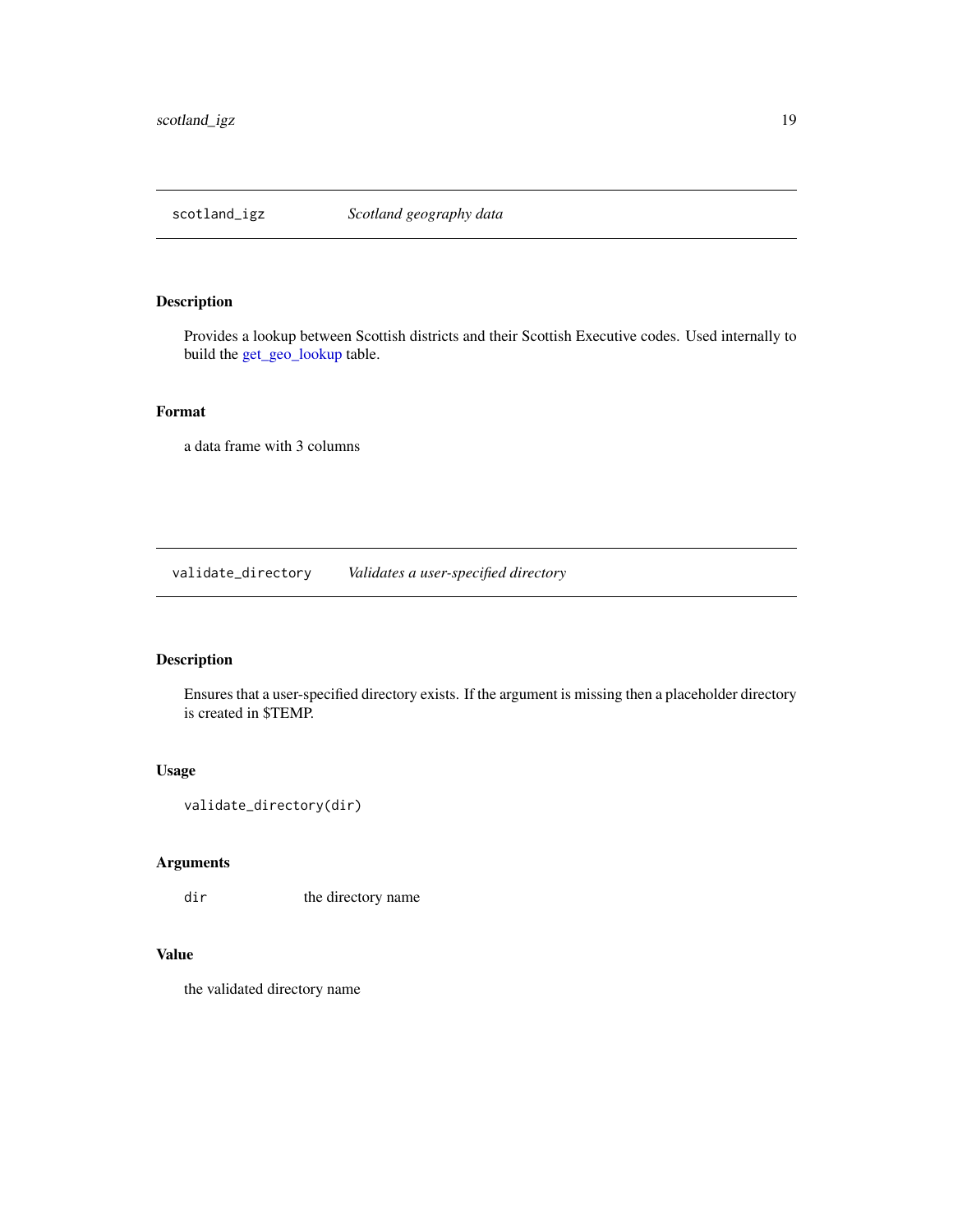## scotland_igz *Scotland geography data*

### Description

Provides a lookup between Scottish districts and their Scottish Executive codes. Used internally to build the get_geo_lookup table.

### Format

a data frame with 3 columns

## validate_directory *Validates a user-specified directory*

### Description

Ensures that a user-specified directory exists. If the argument is missing then a placeholder directory is created in $TEMP.

### Usage

```
validate_directory(dir)
```

### Arguments

| | |
|---|---|
| `dir` | the directory name |

### Value

the validated directory name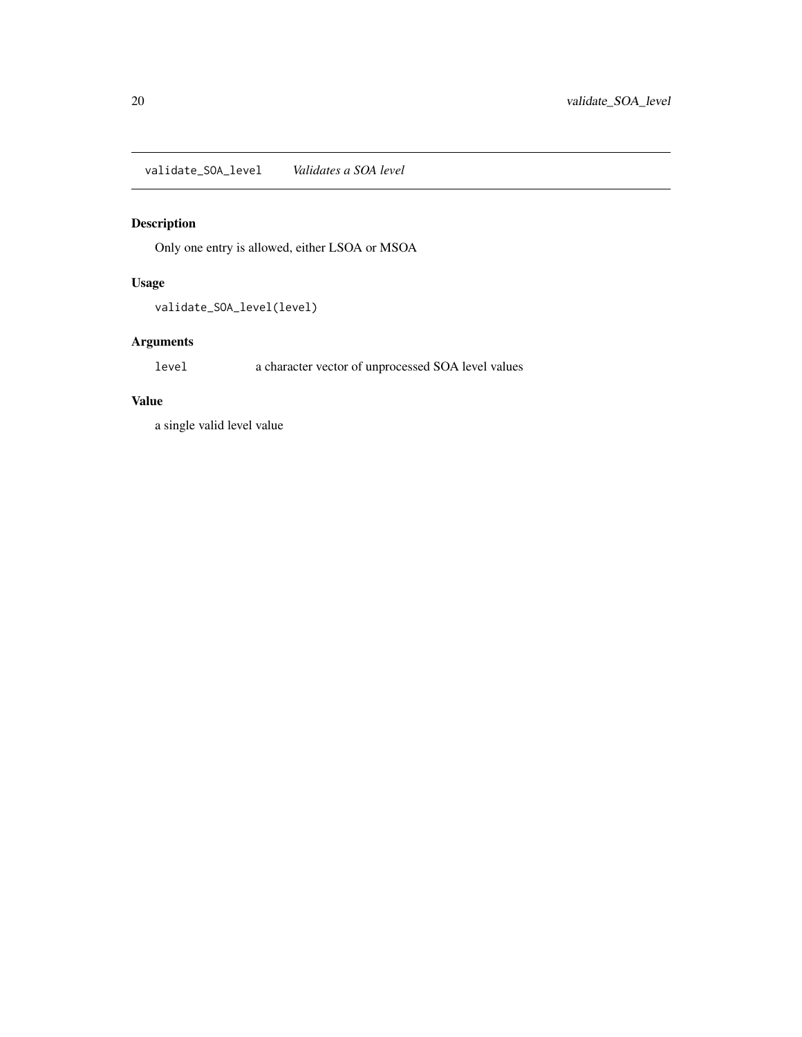## validate_SOA_level    *Validates a SOA level*

### Description

Only one entry is allowed, either LSOA or MSOA

### Usage

```
validate_SOA_level(level)
```

### Arguments

| | |
|---|---|
| `level` | a character vector of unprocessed SOA level values |

### Value

a single valid level value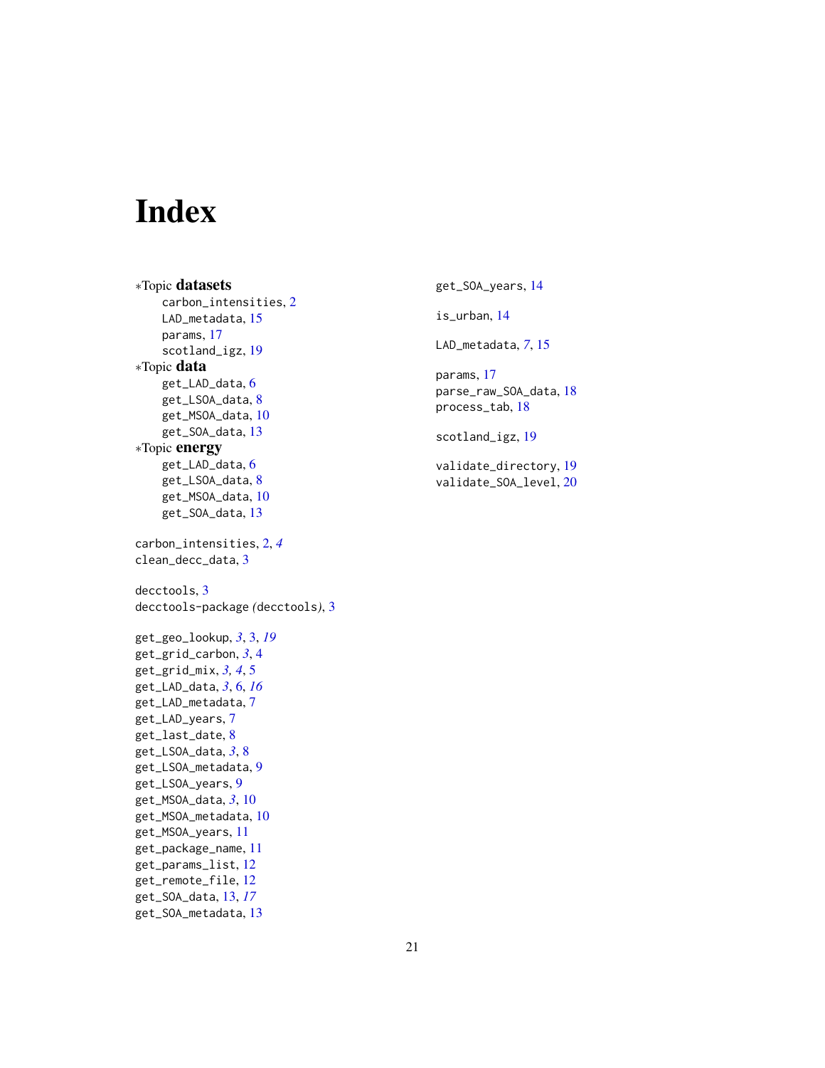# Index

*Topic **datasets**
- carbon_intensities, 2
- LAD_metadata, 15
- params, 17
- scotland_igz, 19

*Topic **data**
- get_LAD_data, 6
- get_LSOA_data, 8
- get_MSOA_data, 10
- get_SOA_data, 13

*Topic **energy**
- get_LAD_data, 6
- get_LSOA_data, 8
- get_MSOA_data, 10
- get_SOA_data, 13

carbon_intensities, 2, *4*
clean_decc_data, 3

decctools, 3
decctools-package (decctools), 3

get_geo_lookup, *3*, 3, *19*
get_grid_carbon, *3*, 4
get_grid_mix, *3*, *4*, 5
get_LAD_data, *3*, 6, *16*
get_LAD_metadata, 7
get_LAD_years, 7
get_last_date, 8
get_LSOA_data, *3*, 8
get_LSOA_metadata, 9
get_LSOA_years, 9
get_MSOA_data, *3*, 10
get_MSOA_metadata, 10
get_MSOA_years, 11
get_package_name, 11
get_params_list, 12
get_remote_file, 12
get_SOA_data, 13, *17*
get_SOA_metadata, 13
get_SOA_years, 14

is_urban, 14

LAD_metadata, *7*, 15

params, 17
parse_raw_SOA_data, 18
process_tab, 18

scotland_igz, 19

validate_directory, 19
validate_SOA_level, 20